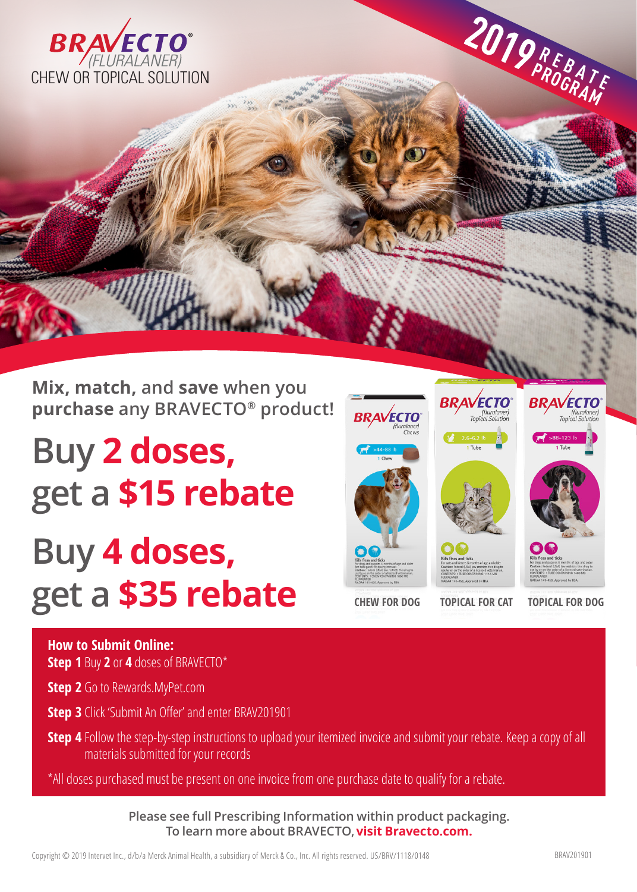# BRAVECTO® (FLURALANER)

CHEW OR TOPICAL SOLUTION

**2019 REBATE PROGRAM**

**Mix, match,** and **save** when you **purchase** any BRAVECTO® product!

## Buy 2 doses, get a $15 rebate

## Buy 4 doses, get a $35 rebate

CHEW FOR DOG

TOPICAL FOR CAT

TOPICAL FOR DOG

### How to Submit Online:

**Step 1** Buy **2** or **4** doses of BRAVECTO*

**Step 2** Go to Rewards.MyPet.com

**Step 3** Click 'Submit An Offer' and enter BRAV201901

**Step 4** Follow the step-by-step instructions to upload your itemized invoice and submit your rebate. Keep a copy of all materials submitted for your records

*All doses purchased must be present on one invoice from one purchase date to qualify for a rebate.

**Please see full Prescribing Information within product packaging.**
**To learn more about BRAVECTO, visit Bravecto.com.**

Copyright © 2019 Intervet Inc., d/b/a Merck Animal Health, a subsidiary of Merck & Co., Inc. All rights reserved. US/BRV/1118/0148

BRAV201901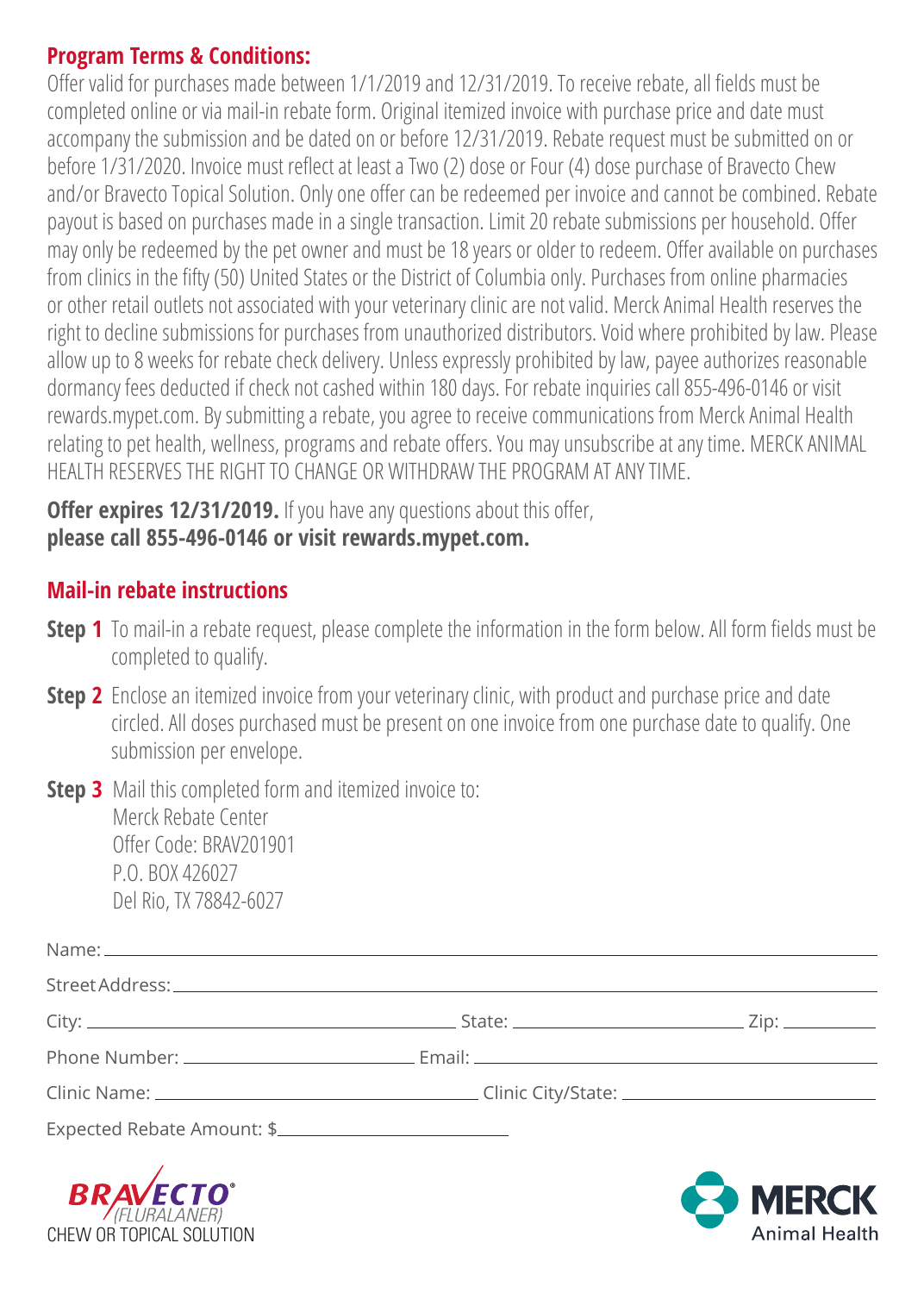## Program Terms & Conditions:

Offer valid for purchases made between 1/1/2019 and 12/31/2019. To receive rebate, all fields must be completed online or via mail-in rebate form. Original itemized invoice with purchase price and date must accompany the submission and be dated on or before 12/31/2019. Rebate request must be submitted on or before 1/31/2020. Invoice must reflect at least a Two (2) dose or Four (4) dose purchase of Bravecto Chew and/or Bravecto Topical Solution. Only one offer can be redeemed per invoice and cannot be combined. Rebate payout is based on purchases made in a single transaction. Limit 20 rebate submissions per household. Offer may only be redeemed by the pet owner and must be 18 years or older to redeem. Offer available on purchases from clinics in the fifty (50) United States or the District of Columbia only. Purchases from online pharmacies or other retail outlets not associated with your veterinary clinic are not valid. Merck Animal Health reserves the right to decline submissions for purchases from unauthorized distributors. Void where prohibited by law. Please allow up to 8 weeks for rebate check delivery. Unless expressly prohibited by law, payee authorizes reasonable dormancy fees deducted if check not cashed within 180 days. For rebate inquiries call 855-496-0146 or visit rewards.mypet.com. By submitting a rebate, you agree to receive communications from Merck Animal Health relating to pet health, wellness, programs and rebate offers. You may unsubscribe at any time. MERCK ANIMAL HEALTH RESERVES THE RIGHT TO CHANGE OR WITHDRAW THE PROGRAM AT ANY TIME.

**Offer expires 12/31/2019.** If you have any questions about this offer, **please call 855-496-0146 or visit rewards.mypet.com.**

## Mail-in rebate instructions

**Step 1** To mail-in a rebate request, please complete the information in the form below. All form fields must be completed to qualify.

**Step 2** Enclose an itemized invoice from your veterinary clinic, with product and purchase price and date circled. All doses purchased must be present on one invoice from one purchase date to qualify. One submission per envelope.

**Step 3** Mail this completed form and itemized invoice to:
Merck Rebate Center
Offer Code: BRAV201901
P.O. BOX 426027
Del Rio, TX 78842-6027

Name: ____________________

Street Address: ____________________

City: ____________________ State: ____________________ Zip: __________

Phone Number: ____________________ Email: ____________________

Clinic Name: ____________________ Clinic City/State: ____________________

Expected Rebate Amount: $____________________

BRAVECTO®
(FLURALANER)
CHEW OR TOPICAL SOLUTION

MERCK
Animal Health